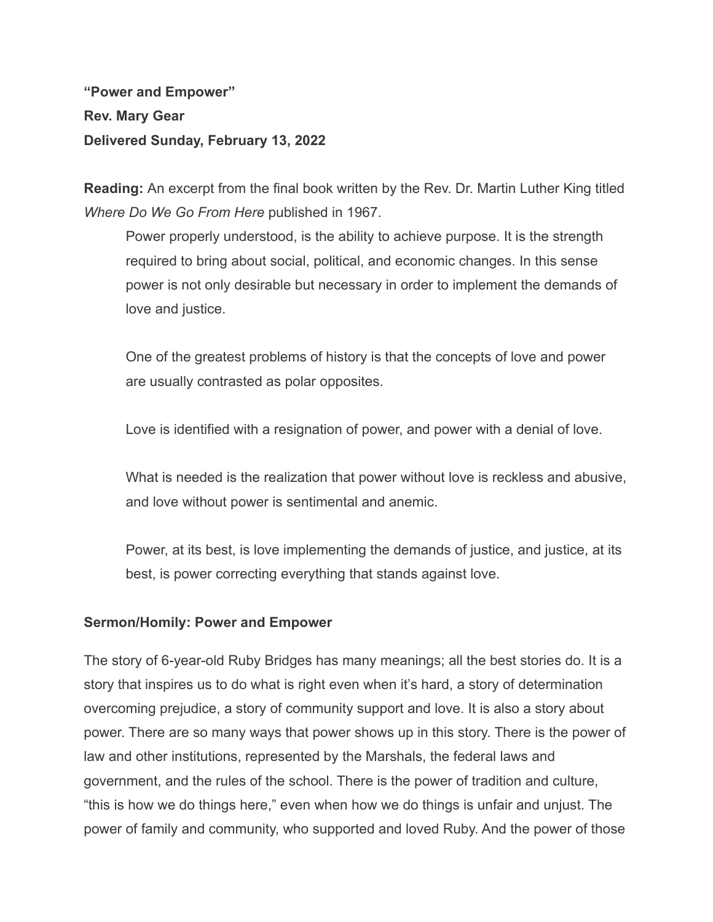**“Power and Empower”**

**Rev. Mary Gear**

**Delivered Sunday, February 13, 2022**

**Reading:** An excerpt from the final book written by the Rev. Dr. Martin Luther King titled *Where Do We Go From Here* published in 1967.

> Power properly understood, is the ability to achieve purpose. It is the strength required to bring about social, political, and economic changes. In this sense power is not only desirable but necessary in order to implement the demands of love and justice.
>
> One of the greatest problems of history is that the concepts of love and power are usually contrasted as polar opposites.
>
> Love is identified with a resignation of power, and power with a denial of love.
>
> What is needed is the realization that power without love is reckless and abusive, and love without power is sentimental and anemic.
>
> Power, at its best, is love implementing the demands of justice, and justice, at its best, is power correcting everything that stands against love.

**Sermon/Homily: Power and Empower**

The story of 6-year-old Ruby Bridges has many meanings; all the best stories do. It is a story that inspires us to do what is right even when it’s hard, a story of determination overcoming prejudice, a story of community support and love. It is also a story about power. There are so many ways that power shows up in this story. There is the power of law and other institutions, represented by the Marshals, the federal laws and government, and the rules of the school. There is the power of tradition and culture, “this is how we do things here,” even when how we do things is unfair and unjust. The power of family and community, who supported and loved Ruby. And the power of those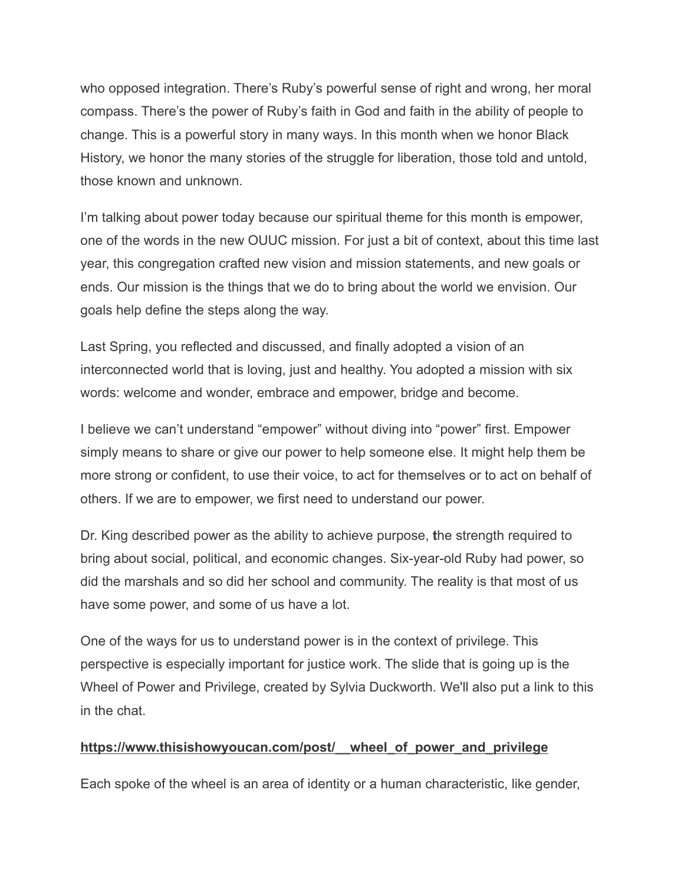who opposed integration. There's Ruby's powerful sense of right and wrong, her moral compass. There's the power of Ruby's faith in God and faith in the ability of people to change. This is a powerful story in many ways. In this month when we honor Black History, we honor the many stories of the struggle for liberation, those told and untold, those known and unknown.

I'm talking about power today because our spiritual theme for this month is empower, one of the words in the new OUUC mission. For just a bit of context, about this time last year, this congregation crafted new vision and mission statements, and new goals or ends. Our mission is the things that we do to bring about the world we envision. Our goals help define the steps along the way.

Last Spring, you reflected and discussed, and finally adopted a vision of an interconnected world that is loving, just and healthy. You adopted a mission with six words: welcome and wonder, embrace and empower, bridge and become.

I believe we can't understand "empower" without diving into "power" first. Empower simply means to share or give our power to help someone else. It might help them be more strong or confident, to use their voice, to act for themselves or to act on behalf of others. If we are to empower, we first need to understand our power.

Dr. King described power as the ability to achieve purpose, **t**he strength required to bring about social, political, and economic changes. Six-year-old Ruby had power, so did the marshals and so did her school and community. The reality is that most of us have some power, and some of us have a lot.

One of the ways for us to understand power is in the context of privilege. This perspective is especially important for justice work. The slide that is going up is the Wheel of Power and Privilege, created by Sylvia Duckworth. We'll also put a link to this in the chat.

**https://www.thisishowyoucan.com/post/__wheel_of_power_and_privilege**

Each spoke of the wheel is an area of identity or a human characteristic, like gender,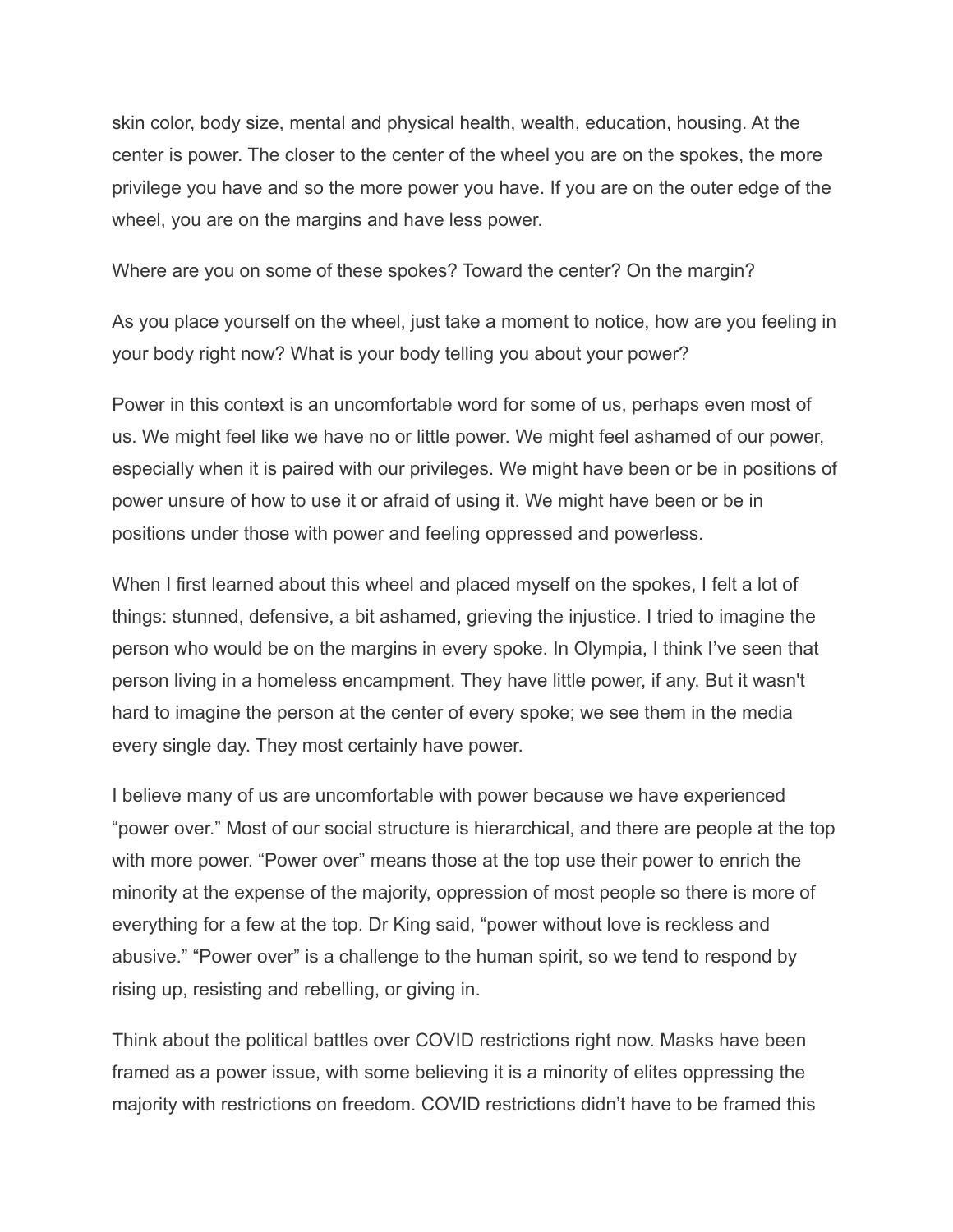skin color, body size, mental and physical health, wealth, education, housing. At the center is power. The closer to the center of the wheel you are on the spokes, the more privilege you have and so the more power you have. If you are on the outer edge of the wheel, you are on the margins and have less power.

Where are you on some of these spokes? Toward the center? On the margin?

As you place yourself on the wheel, just take a moment to notice, how are you feeling in your body right now? What is your body telling you about your power?

Power in this context is an uncomfortable word for some of us, perhaps even most of us. We might feel like we have no or little power. We might feel ashamed of our power, especially when it is paired with our privileges. We might have been or be in positions of power unsure of how to use it or afraid of using it. We might have been or be in positions under those with power and feeling oppressed and powerless.

When I first learned about this wheel and placed myself on the spokes, I felt a lot of things: stunned, defensive, a bit ashamed, grieving the injustice. I tried to imagine the person who would be on the margins in every spoke. In Olympia, I think I've seen that person living in a homeless encampment. They have little power, if any. But it wasn't hard to imagine the person at the center of every spoke; we see them in the media every single day. They most certainly have power.

I believe many of us are uncomfortable with power because we have experienced "power over." Most of our social structure is hierarchical, and there are people at the top with more power. "Power over" means those at the top use their power to enrich the minority at the expense of the majority, oppression of most people so there is more of everything for a few at the top. Dr King said, "power without love is reckless and abusive." "Power over" is a challenge to the human spirit, so we tend to respond by rising up, resisting and rebelling, or giving in.

Think about the political battles over COVID restrictions right now. Masks have been framed as a power issue, with some believing it is a minority of elites oppressing the majority with restrictions on freedom. COVID restrictions didn't have to be framed this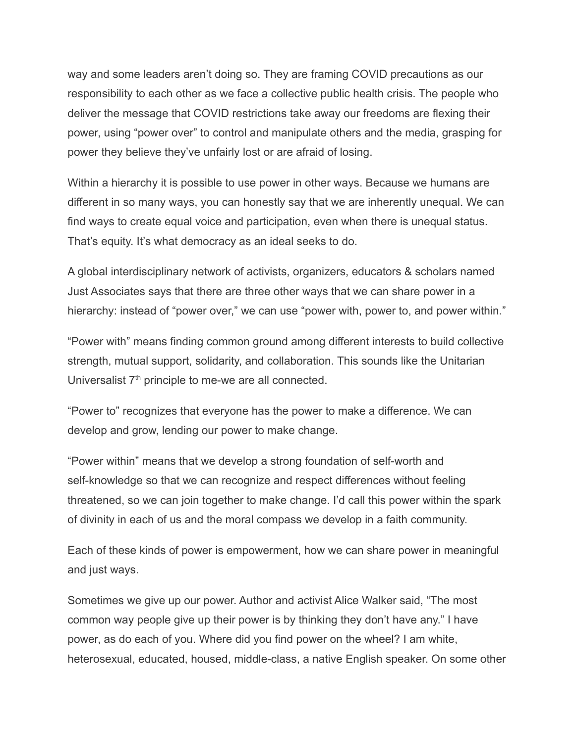way and some leaders aren't doing so. They are framing COVID precautions as our responsibility to each other as we face a collective public health crisis. The people who deliver the message that COVID restrictions take away our freedoms are flexing their power, using "power over" to control and manipulate others and the media, grasping for power they believe they've unfairly lost or are afraid of losing.

Within a hierarchy it is possible to use power in other ways. Because we humans are different in so many ways, you can honestly say that we are inherently unequal. We can find ways to create equal voice and participation, even when there is unequal status. That's equity. It's what democracy as an ideal seeks to do.

A global interdisciplinary network of activists, organizers, educators & scholars named Just Associates says that there are three other ways that we can share power in a hierarchy: instead of "power over," we can use "power with, power to, and power within."

"Power with" means finding common ground among different interests to build collective strength, mutual support, solidarity, and collaboration. This sounds like the Unitarian Universalist 7th principle to me-we are all connected.

"Power to" recognizes that everyone has the power to make a difference. We can develop and grow, lending our power to make change.

"Power within" means that we develop a strong foundation of self-worth and self-knowledge so that we can recognize and respect differences without feeling threatened, so we can join together to make change. I'd call this power within the spark of divinity in each of us and the moral compass we develop in a faith community.

Each of these kinds of power is empowerment, how we can share power in meaningful and just ways.

Sometimes we give up our power. Author and activist Alice Walker said, "The most common way people give up their power is by thinking they don't have any." I have power, as do each of you. Where did you find power on the wheel? I am white, heterosexual, educated, housed, middle-class, a native English speaker. On some other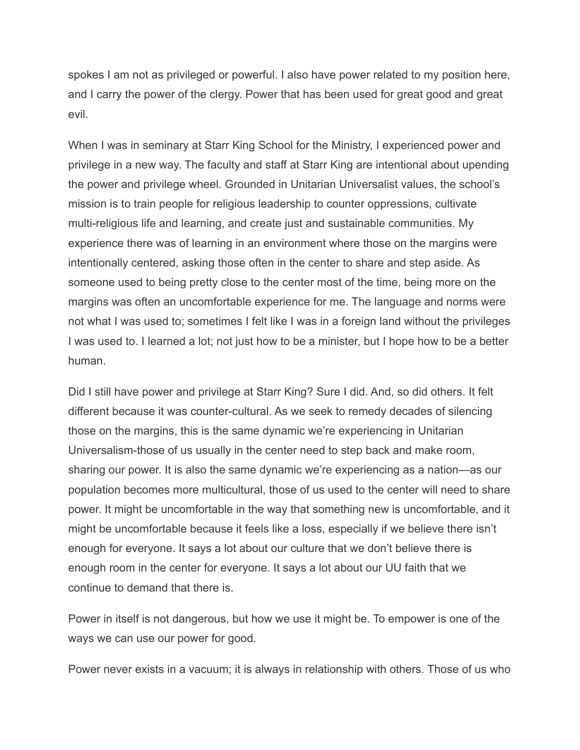spokes I am not as privileged or powerful. I also have power related to my position here, and I carry the power of the clergy. Power that has been used for great good and great evil.

When I was in seminary at Starr King School for the Ministry, I experienced power and privilege in a new way. The faculty and staff at Starr King are intentional about upending the power and privilege wheel. Grounded in Unitarian Universalist values, the school's mission is to train people for religious leadership to counter oppressions, cultivate multi-religious life and learning, and create just and sustainable communities. My experience there was of learning in an environment where those on the margins were intentionally centered, asking those often in the center to share and step aside. As someone used to being pretty close to the center most of the time, being more on the margins was often an uncomfortable experience for me. The language and norms were not what I was used to; sometimes I felt like I was in a foreign land without the privileges I was used to. I learned a lot; not just how to be a minister, but I hope how to be a better human.

Did I still have power and privilege at Starr King? Sure I did. And, so did others. It felt different because it was counter-cultural. As we seek to remedy decades of silencing those on the margins, this is the same dynamic we're experiencing in Unitarian Universalism-those of us usually in the center need to step back and make room, sharing our power. It is also the same dynamic we're experiencing as a nation—as our population becomes more multicultural, those of us used to the center will need to share power. It might be uncomfortable in the way that something new is uncomfortable, and it might be uncomfortable because it feels like a loss, especially if we believe there isn't enough for everyone. It says a lot about our culture that we don't believe there is enough room in the center for everyone. It says a lot about our UU faith that we continue to demand that there is.

Power in itself is not dangerous, but how we use it might be. To empower is one of the ways we can use our power for good.

Power never exists in a vacuum; it is always in relationship with others. Those of us who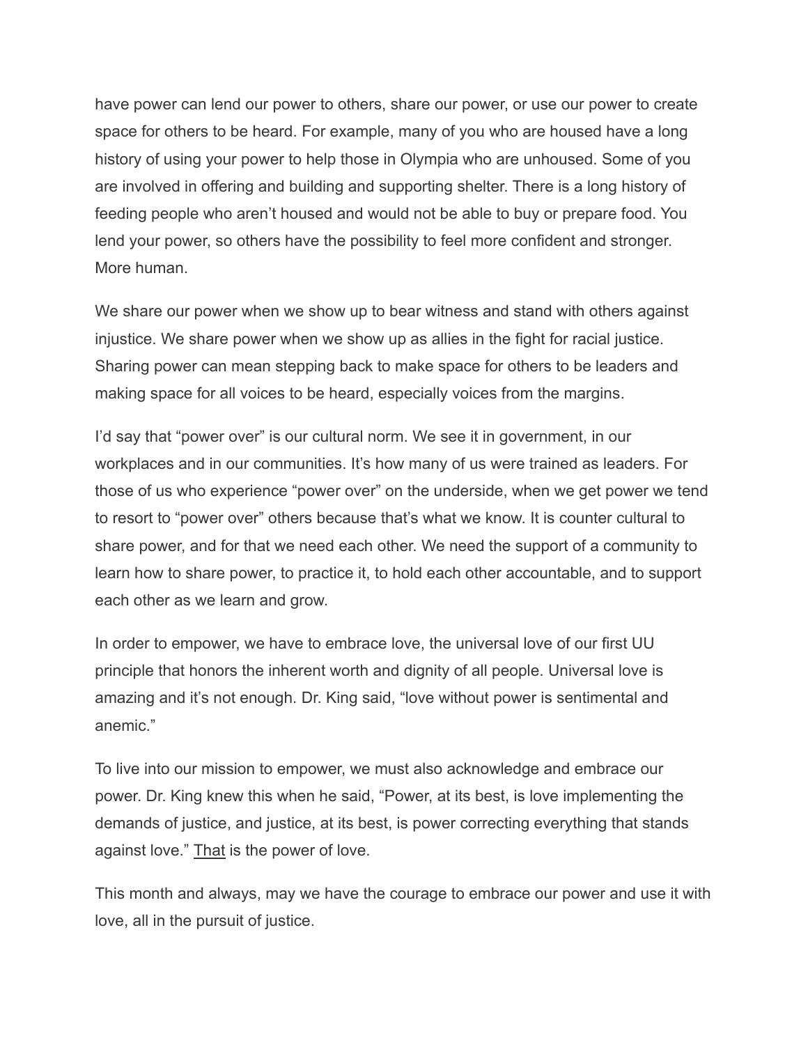have power can lend our power to others, share our power, or use our power to create space for others to be heard. For example, many of you who are housed have a long history of using your power to help those in Olympia who are unhoused. Some of you are involved in offering and building and supporting shelter. There is a long history of feeding people who aren't housed and would not be able to buy or prepare food. You lend your power, so others have the possibility to feel more confident and stronger. More human.

We share our power when we show up to bear witness and stand with others against injustice. We share power when we show up as allies in the fight for racial justice. Sharing power can mean stepping back to make space for others to be leaders and making space for all voices to be heard, especially voices from the margins.

I'd say that "power over" is our cultural norm. We see it in government, in our workplaces and in our communities. It's how many of us were trained as leaders. For those of us who experience "power over" on the underside, when we get power we tend to resort to "power over" others because that's what we know. It is counter cultural to share power, and for that we need each other. We need the support of a community to learn how to share power, to practice it, to hold each other accountable, and to support each other as we learn and grow.

In order to empower, we have to embrace love, the universal love of our first UU principle that honors the inherent worth and dignity of all people. Universal love is amazing and it's not enough. Dr. King said, "love without power is sentimental and anemic."

To live into our mission to empower, we must also acknowledge and embrace our power. Dr. King knew this when he said, "Power, at its best, is love implementing the demands of justice, and justice, at its best, is power correcting everything that stands against love." <u>That</u> is the power of love.

This month and always, may we have the courage to embrace our power and use it with love, all in the pursuit of justice.